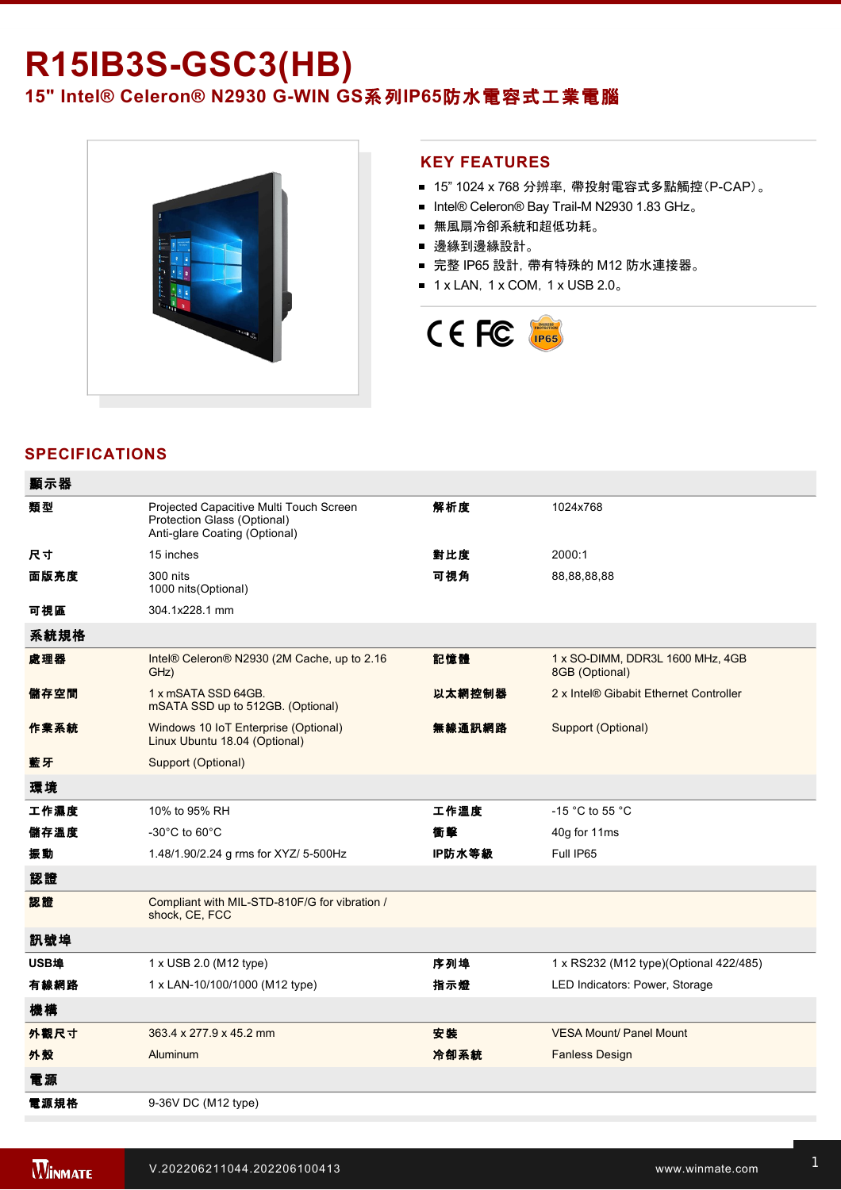# R15IB3S-GSC3(HB)

## 15" Intel® Celeron® N2930 G-WIN GS系列IP65防水電容式工業電腦

## KEY FEATURES

- 15" 1024 x 768 分辨率, 帶投射電容式多點觸控(P-CAP)。
- Intel® Celeron® Bay Trail-M N2930 1.83 GHz。
- 無風扇冷卻系統和超低功耗。
- 邊緣到邊緣設計。
- 完整 IP65 設計, 帶有特殊的 M12 防水連接器。
- 1 x LAN, 1 x COM, 1 x USB 2.0。

## SPECIFICATIONS

| 顯示器 | | | |
|---|---|---|---|
| 類型 | Projected Capacitive Multi Touch Screen<br>Protection Glass (Optional)<br>Anti-glare Coating (Optional) | 解析度 | 1024x768 |
| 尺寸 | 15 inches | 對比度 | 2000:1 |
| 面版亮度 | 300 nits<br>1000 nits(Optional) | 可視角 | 88,88,88,88 |
| 可視區 | 304.1x228.1 mm | | |
| **系統規格** | | | |
| 處理器 | Intel® Celeron® N2930 (2M Cache, up to 2.16 GHz) | 記憶體 | 1 x SO-DIMM, DDR3L 1600 MHz, 4GB<br>8GB (Optional) |
| 儲存空間 | 1 x mSATA SSD 64GB.<br>mSATA SSD up to 512GB. (Optional) | 以太網控制器 | 2 x Intel® Gibabit Ethernet Controller |
| 作業系統 | Windows 10 IoT Enterprise (Optional)<br>Linux Ubuntu 18.04 (Optional) | 無線通訊網路 | Support (Optional) |
| 藍牙 | Support (Optional) | | |
| **環境** | | | |
| 工作濕度 | 10% to 95% RH | 工作溫度 | -15 °C to 55 °C |
| 儲存溫度 | -30°C to 60°C | 衝擊 | 40g for 11ms |
| 振動 | 1.48/1.90/2.24 g rms for XYZ/ 5-500Hz | IP防水等級 | Full IP65 |
| **認證** | | | |
| 認證 | Compliant with MIL-STD-810F/G for vibration / shock, CE, FCC | | |
| **訊號埠** | | | |
| USB埠 | 1 x USB 2.0 (M12 type) | 序列埠 | 1 x RS232 (M12 type)(Optional 422/485) |
| 有線網路 | 1 x LAN-10/100/1000 (M12 type) | 指示燈 | LED Indicators: Power, Storage |
| **機構** | | | |
| 外觀尺寸 | 363.4 x 277.9 x 45.2 mm | 安裝 | VESA Mount/ Panel Mount |
| 外殼 | Aluminum | 冷卻系統 | Fanless Design |
| **電源** | | | |
| 電源規格 | 9-36V DC (M12 type) | | |

V.202206211044.202206100413

www.winmate.com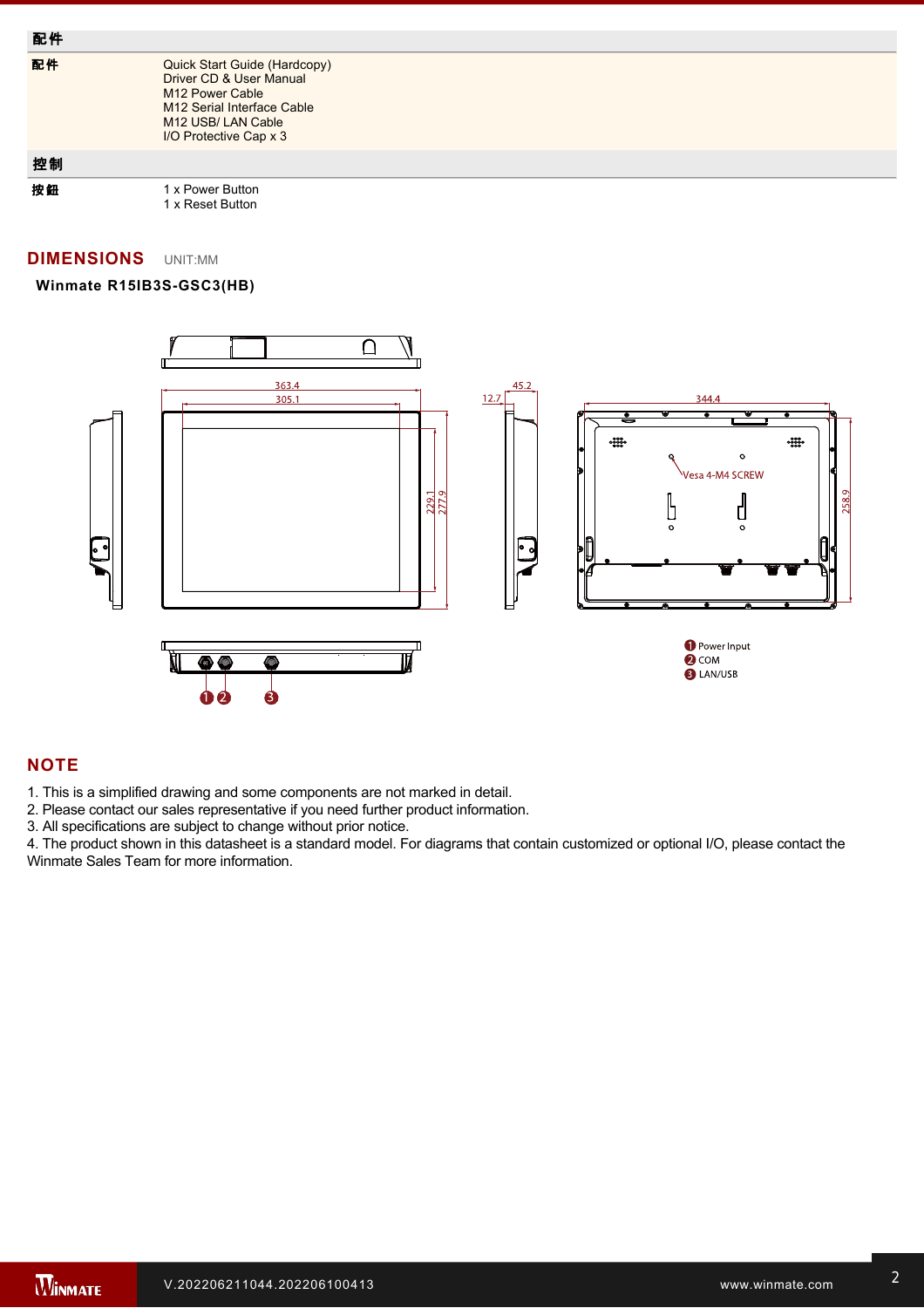| 配件 | |
|---|---|
| 配件 | Quick Start Guide (Hardcopy)<br>Driver CD & User Manual<br>M12 Power Cable<br>M12 Serial Interface Cable<br>M12 USB/ LAN Cable<br>I/O Protective Cap x 3 |

| 控制 | |
|---|---|
| 按鈕 | 1 x Power Button<br>1 x Reset Button |

## DIMENSIONS UNIT:MM

**Winmate R15IB3S-GSC3(HB)**

363.4
305.1
229.1
277.9
12.7
45.2
344.4
258.9
Vesa 4-M4 SCREW

1 Power Input
2 COM
3 LAN/USB

## NOTE

1. This is a simplified drawing and some components are not marked in detail.
2. Please contact our sales representative if you need further product information.
3. All specifications are subject to change without prior notice.
4. The product shown in this datasheet is a standard model. For diagrams that contain customized or optional I/O, please contact the Winmate Sales Team for more information.